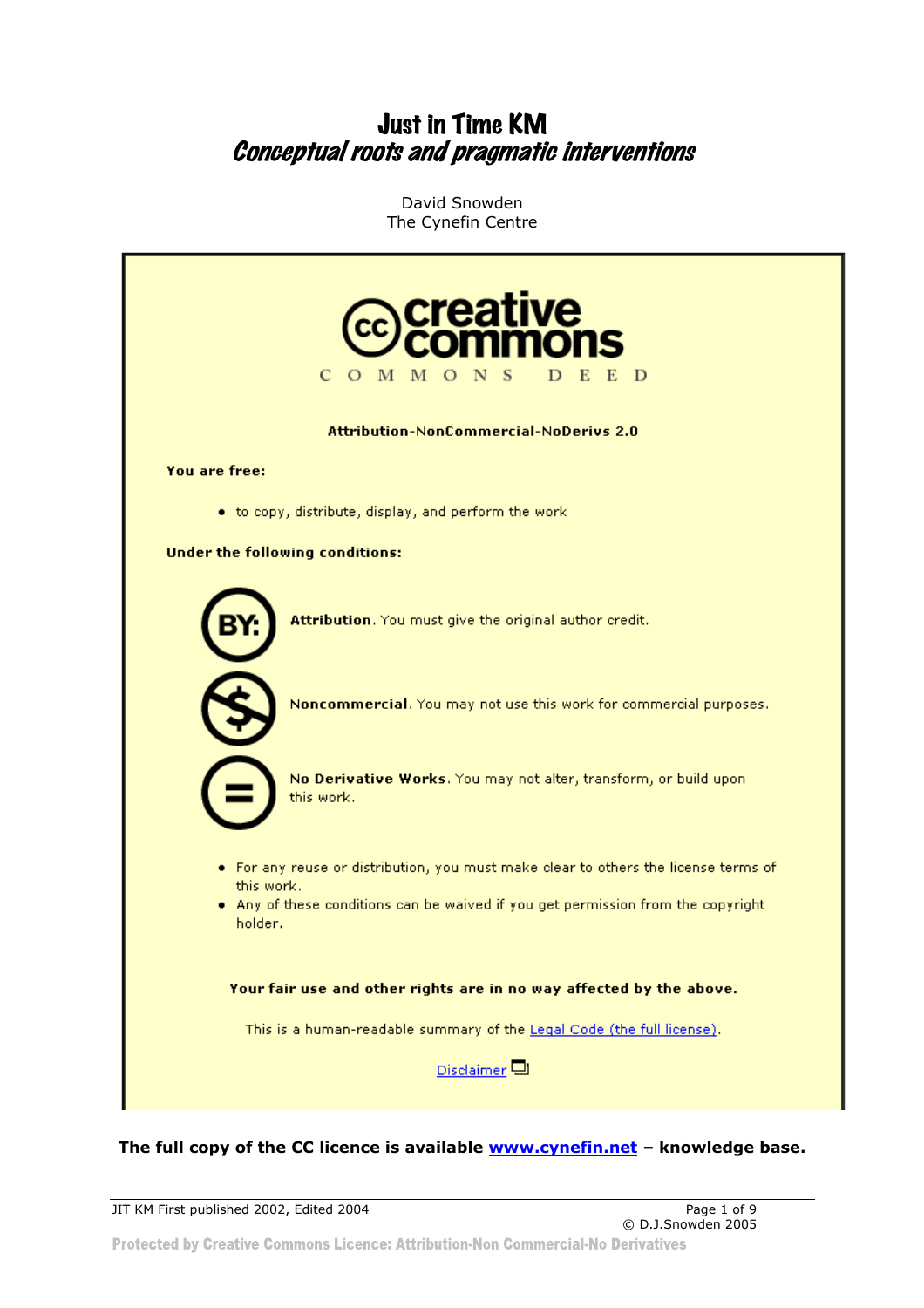# Just in Time KM
## *Conceptual roots and pragmatic interventions*

David Snowden
The Cynefin Centre

creative commons

C O M M O N S   D E E D

**Attribution-NonCommercial-NoDerivs 2.0**

**You are free:**

- to copy, distribute, display, and perform the work

**Under the following conditions:**

**Attribution**. You must give the original author credit.

**Noncommercial**. You may not use this work for commercial purposes.

**No Derivative Works**. You may not alter, transform, or build upon this work.

- For any reuse or distribution, you must make clear to others the license terms of this work.
- Any of these conditions can be waived if you get permission from the copyright holder.

**Your fair use and other rights are in no way affected by the above.**

This is a human-readable summary of the Legal Code (the full license).

Disclaimer

**The full copy of the CC licence is available www.cynefin.net – knowledge base.**

JIT KM First published 2002, Edited 2004

© D.J.Snowden 2005

Protected by Creative Commons Licence: Attribution-Non Commercial-No Derivatives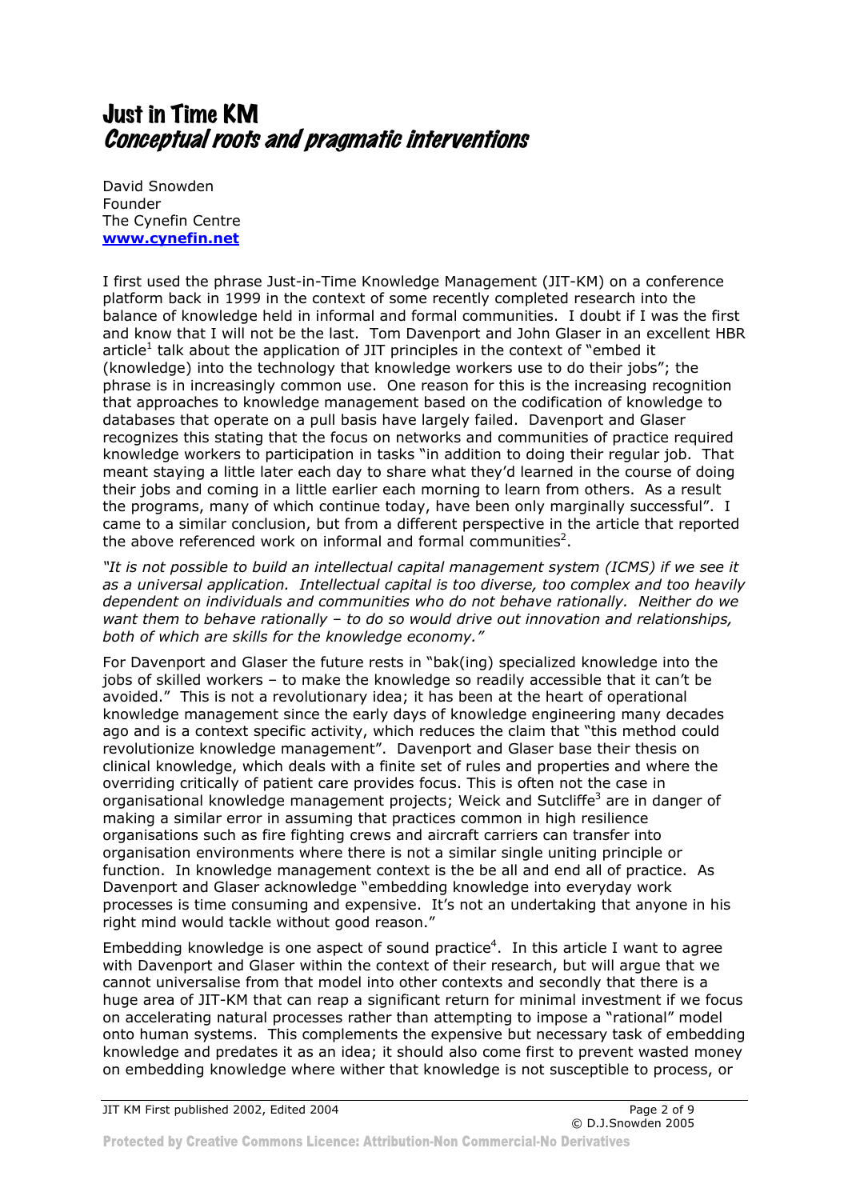# Just in Time KM
## *Conceptual roots and pragmatic interventions*

David Snowden
Founder
The Cynefin Centre
**www.cynefin.net**

I first used the phrase Just-in-Time Knowledge Management (JIT-KM) on a conference platform back in 1999 in the context of some recently completed research into the balance of knowledge held in informal and formal communities. I doubt if I was the first and know that I will not be the last. Tom Davenport and John Glaser in an excellent HBR article[1] talk about the application of JIT principles in the context of "embed it (knowledge) into the technology that knowledge workers use to do their jobs"; the phrase is in increasingly common use. One reason for this is the increasing recognition that approaches to knowledge management based on the codification of knowledge to databases that operate on a pull basis have largely failed. Davenport and Glaser recognizes this stating that the focus on networks and communities of practice required knowledge workers to participation in tasks "in addition to doing their regular job. That meant staying a little later each day to share what they'd learned in the course of doing their jobs and coming in a little earlier each morning to learn from others. As a result the programs, many of which continue today, have been only marginally successful". I came to a similar conclusion, but from a different perspective in the article that reported the above referenced work on informal and formal communities[2].

*"It is not possible to build an intellectual capital management system (ICMS) if we see it as a universal application. Intellectual capital is too diverse, too complex and too heavily dependent on individuals and communities who do not behave rationally. Neither do we want them to behave rationally – to do so would drive out innovation and relationships, both of which are skills for the knowledge economy."*

For Davenport and Glaser the future rests in "bak(ing) specialized knowledge into the jobs of skilled workers – to make the knowledge so readily accessible that it can't be avoided." This is not a revolutionary idea; it has been at the heart of operational knowledge management since the early days of knowledge engineering many decades ago and is a context specific activity, which reduces the claim that "this method could revolutionize knowledge management". Davenport and Glaser base their thesis on clinical knowledge, which deals with a finite set of rules and properties and where the overriding critically of patient care provides focus. This is often not the case in organisational knowledge management projects; Weick and Sutcliffe[3] are in danger of making a similar error in assuming that practices common in high resilience organisations such as fire fighting crews and aircraft carriers can transfer into organisation environments where there is not a similar single uniting principle or function. In knowledge management context is the be all and end all of practice. As Davenport and Glaser acknowledge "embedding knowledge into everyday work processes is time consuming and expensive. It's not an undertaking that anyone in his right mind would tackle without good reason."

Embedding knowledge is one aspect of sound practice[4]. In this article I want to agree with Davenport and Glaser within the context of their research, but will argue that we cannot universalise from that model into other contexts and secondly that there is a huge area of JIT-KM that can reap a significant return for minimal investment if we focus on accelerating natural processes rather than attempting to impose a "rational" model onto human systems. This complements the expensive but necessary task of embedding knowledge and predates it as an idea; it should also come first to prevent wasted money on embedding knowledge where wither that knowledge is not susceptible to process, or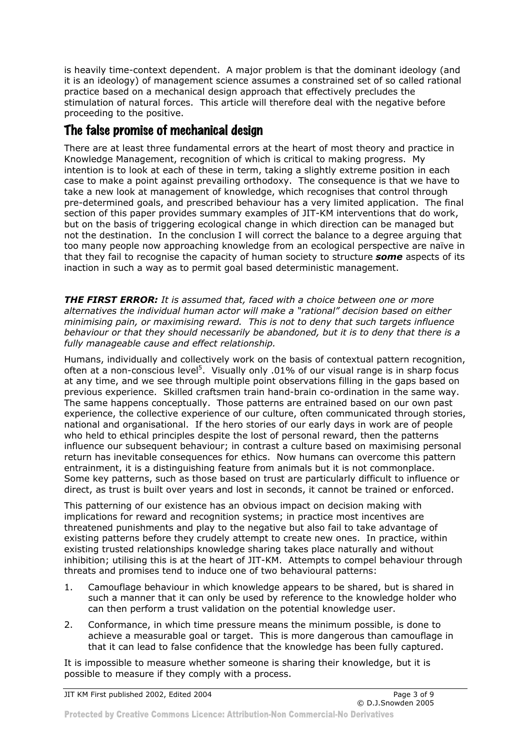is heavily time-context dependent. A major problem is that the dominant ideology (and it is an ideology) of management science assumes a constrained set of so called rational practice based on a mechanical design approach that effectively precludes the stimulation of natural forces. This article will therefore deal with the negative before proceeding to the positive.

## The false promise of mechanical design

There are at least three fundamental errors at the heart of most theory and practice in Knowledge Management, recognition of which is critical to making progress. My intention is to look at each of these in term, taking a slightly extreme position in each case to make a point against prevailing orthodoxy. The consequence is that we have to take a new look at management of knowledge, which recognises that control through pre-determined goals, and prescribed behaviour has a very limited application. The final section of this paper provides summary examples of JIT-KM interventions that do work, but on the basis of triggering ecological change in which direction can be managed but not the destination. In the conclusion I will correct the balance to a degree arguing that too many people now approaching knowledge from an ecological perspective are naïve in that they fail to recognise the capacity of human society to structure ***some*** aspects of its inaction in such a way as to permit goal based deterministic management.

***THE FIRST ERROR:*** *It is assumed that, faced with a choice between one or more alternatives the individual human actor will make a "rational" decision based on either minimising pain, or maximising reward. This is not to deny that such targets influence behaviour or that they should necessarily be abandoned, but it is to deny that there is a fully manageable cause and effect relationship.*

Humans, individually and collectively work on the basis of contextual pattern recognition, often at a non-conscious level[5]. Visually only .01% of our visual range is in sharp focus at any time, and we see through multiple point observations filling in the gaps based on previous experience. Skilled craftsmen train hand-brain co-ordination in the same way. The same happens conceptually. Those patterns are entrained based on our own past experience, the collective experience of our culture, often communicated through stories, national and organisational. If the hero stories of our early days in work are of people who held to ethical principles despite the lost of personal reward, then the patterns influence our subsequent behaviour; in contrast a culture based on maximising personal return has inevitable consequences for ethics. Now humans can overcome this pattern entrainment, it is a distinguishing feature from animals but it is not commonplace. Some key patterns, such as those based on trust are particularly difficult to influence or direct, as trust is built over years and lost in seconds, it cannot be trained or enforced.

This patterning of our existence has an obvious impact on decision making with implications for reward and recognition systems; in practice most incentives are threatened punishments and play to the negative but also fail to take advantage of existing patterns before they crudely attempt to create new ones. In practice, within existing trusted relationships knowledge sharing takes place naturally and without inhibition; utilising this is at the heart of JIT-KM. Attempts to compel behaviour through threats and promises tend to induce one of two behavioural patterns:

1. Camouflage behaviour in which knowledge appears to be shared, but is shared in such a manner that it can only be used by reference to the knowledge holder who can then perform a trust validation on the potential knowledge user.
2. Conformance, in which time pressure means the minimum possible, is done to achieve a measurable goal or target. This is more dangerous than camouflage in that it can lead to false confidence that the knowledge has been fully captured.

It is impossible to measure whether someone is sharing their knowledge, but it is possible to measure if they comply with a process.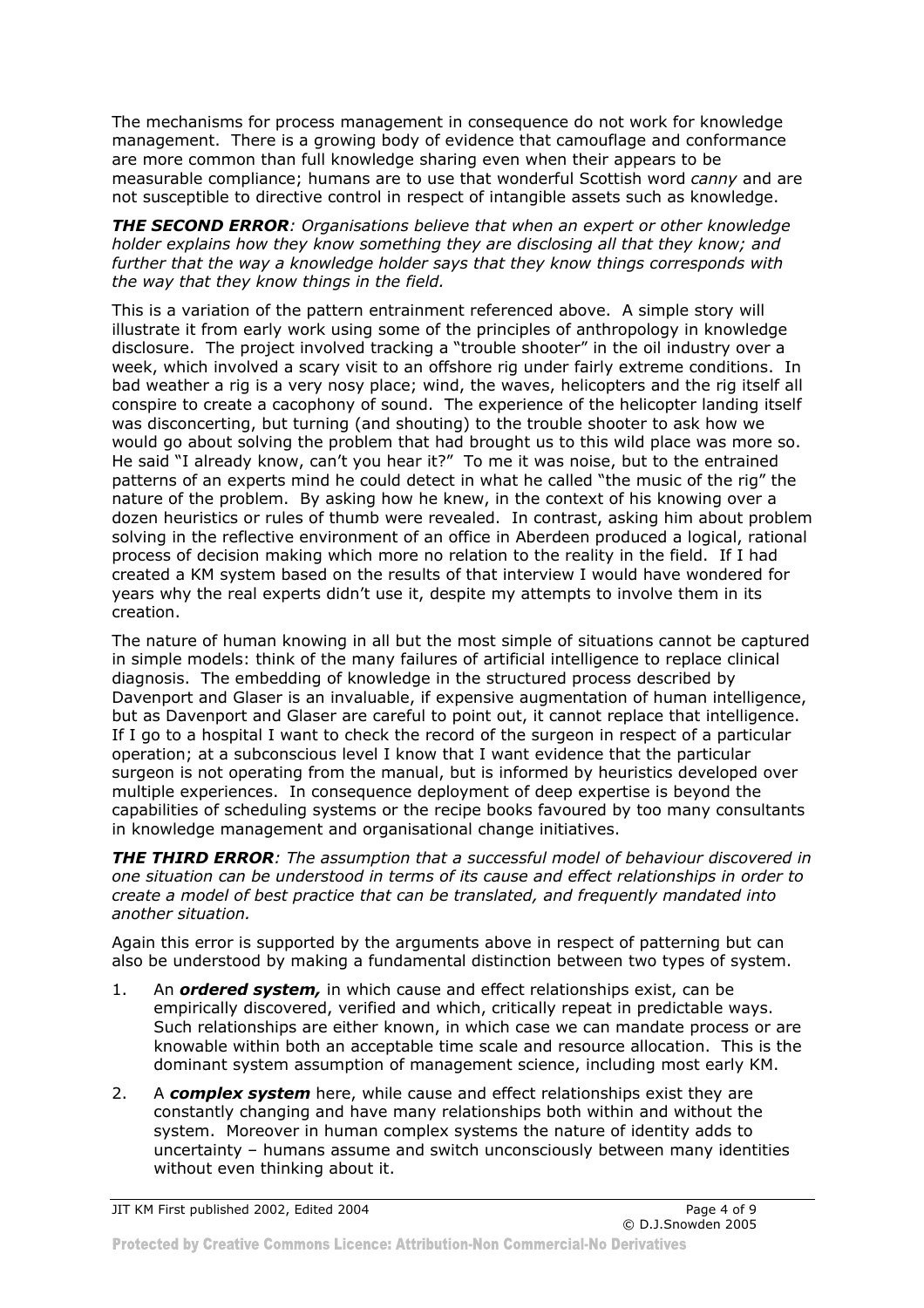The mechanisms for process management in consequence do not work for knowledge management. There is a growing body of evidence that camouflage and conformance are more common than full knowledge sharing even when their appears to be measurable compliance; humans are to use that wonderful Scottish word *canny* and are not susceptible to directive control in respect of intangible assets such as knowledge.

***THE SECOND ERROR****: Organisations believe that when an expert or other knowledge holder explains how they know something they are disclosing all that they know; and further that the way a knowledge holder says that they know things corresponds with the way that they know things in the field.*

This is a variation of the pattern entrainment referenced above. A simple story will illustrate it from early work using some of the principles of anthropology in knowledge disclosure. The project involved tracking a "trouble shooter" in the oil industry over a week, which involved a scary visit to an offshore rig under fairly extreme conditions. In bad weather a rig is a very nosy place; wind, the waves, helicopters and the rig itself all conspire to create a cacophony of sound. The experience of the helicopter landing itself was disconcerting, but turning (and shouting) to the trouble shooter to ask how we would go about solving the problem that had brought us to this wild place was more so. He said "I already know, can't you hear it?" To me it was noise, but to the entrained patterns of an experts mind he could detect in what he called "the music of the rig" the nature of the problem. By asking how he knew, in the context of his knowing over a dozen heuristics or rules of thumb were revealed. In contrast, asking him about problem solving in the reflective environment of an office in Aberdeen produced a logical, rational process of decision making which more no relation to the reality in the field. If I had created a KM system based on the results of that interview I would have wondered for years why the real experts didn't use it, despite my attempts to involve them in its creation.

The nature of human knowing in all but the most simple of situations cannot be captured in simple models: think of the many failures of artificial intelligence to replace clinical diagnosis. The embedding of knowledge in the structured process described by Davenport and Glaser is an invaluable, if expensive augmentation of human intelligence, but as Davenport and Glaser are careful to point out, it cannot replace that intelligence. If I go to a hospital I want to check the record of the surgeon in respect of a particular operation; at a subconscious level I know that I want evidence that the particular surgeon is not operating from the manual, but is informed by heuristics developed over multiple experiences. In consequence deployment of deep expertise is beyond the capabilities of scheduling systems or the recipe books favoured by too many consultants in knowledge management and organisational change initiatives.

***THE THIRD ERROR****: The assumption that a successful model of behaviour discovered in one situation can be understood in terms of its cause and effect relationships in order to create a model of best practice that can be translated, and frequently mandated into another situation.*

Again this error is supported by the arguments above in respect of patterning but can also be understood by making a fundamental distinction between two types of system.

1. An ***ordered system,*** in which cause and effect relationships exist, can be empirically discovered, verified and which, critically repeat in predictable ways. Such relationships are either known, in which case we can mandate process or are knowable within both an acceptable time scale and resource allocation. This is the dominant system assumption of management science, including most early KM.
2. A ***complex system*** here, while cause and effect relationships exist they are constantly changing and have many relationships both within and without the system. Moreover in human complex systems the nature of identity adds to uncertainty – humans assume and switch unconsciously between many identities without even thinking about it.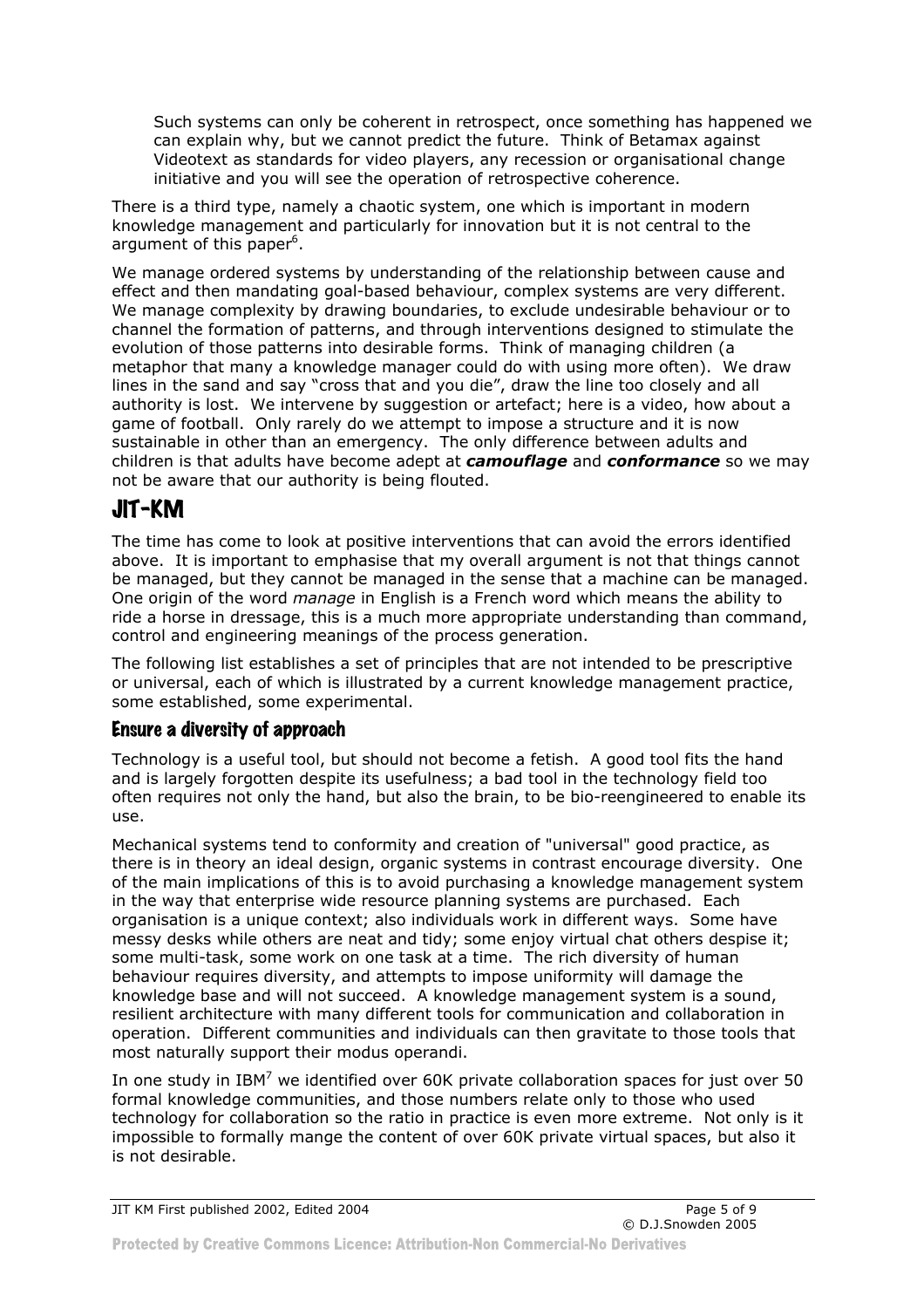Such systems can only be coherent in retrospect, once something has happened we can explain why, but we cannot predict the future. Think of Betamax against Videotext as standards for video players, any recession or organisational change initiative and you will see the operation of retrospective coherence.

There is a third type, namely a chaotic system, one which is important in modern knowledge management and particularly for innovation but it is not central to the argument of this paper[6].

We manage ordered systems by understanding of the relationship between cause and effect and then mandating goal-based behaviour, complex systems are very different. We manage complexity by drawing boundaries, to exclude undesirable behaviour or to channel the formation of patterns, and through interventions designed to stimulate the evolution of those patterns into desirable forms. Think of managing children (a metaphor that many a knowledge manager could do with using more often). We draw lines in the sand and say "cross that and you die", draw the line too closely and all authority is lost. We intervene by suggestion or artefact; here is a video, how about a game of football. Only rarely do we attempt to impose a structure and it is now sustainable in other than an emergency. The only difference between adults and children is that adults have become adept at ***camouflage*** and ***conformance*** so we may not be aware that our authority is being flouted.

# JIT-KM

The time has come to look at positive interventions that can avoid the errors identified above. It is important to emphasise that my overall argument is not that things cannot be managed, but they cannot be managed in the sense that a machine can be managed. One origin of the word *manage* in English is a French word which means the ability to ride a horse in dressage, this is a much more appropriate understanding than command, control and engineering meanings of the process generation.

The following list establishes a set of principles that are not intended to be prescriptive or universal, each of which is illustrated by a current knowledge management practice, some established, some experimental.

## Ensure a diversity of approach

Technology is a useful tool, but should not become a fetish. A good tool fits the hand and is largely forgotten despite its usefulness; a bad tool in the technology field too often requires not only the hand, but also the brain, to be bio-reengineered to enable its use.

Mechanical systems tend to conformity and creation of "universal" good practice, as there is in theory an ideal design, organic systems in contrast encourage diversity. One of the main implications of this is to avoid purchasing a knowledge management system in the way that enterprise wide resource planning systems are purchased. Each organisation is a unique context; also individuals work in different ways. Some have messy desks while others are neat and tidy; some enjoy virtual chat others despise it; some multi-task, some work on one task at a time. The rich diversity of human behaviour requires diversity, and attempts to impose uniformity will damage the knowledge base and will not succeed. A knowledge management system is a sound, resilient architecture with many different tools for communication and collaboration in operation. Different communities and individuals can then gravitate to those tools that most naturally support their modus operandi.

In one study in IBM[7] we identified over 60K private collaboration spaces for just over 50 formal knowledge communities, and those numbers relate only to those who used technology for collaboration so the ratio in practice is even more extreme. Not only is it impossible to formally mange the content of over 60K private virtual spaces, but also it is not desirable.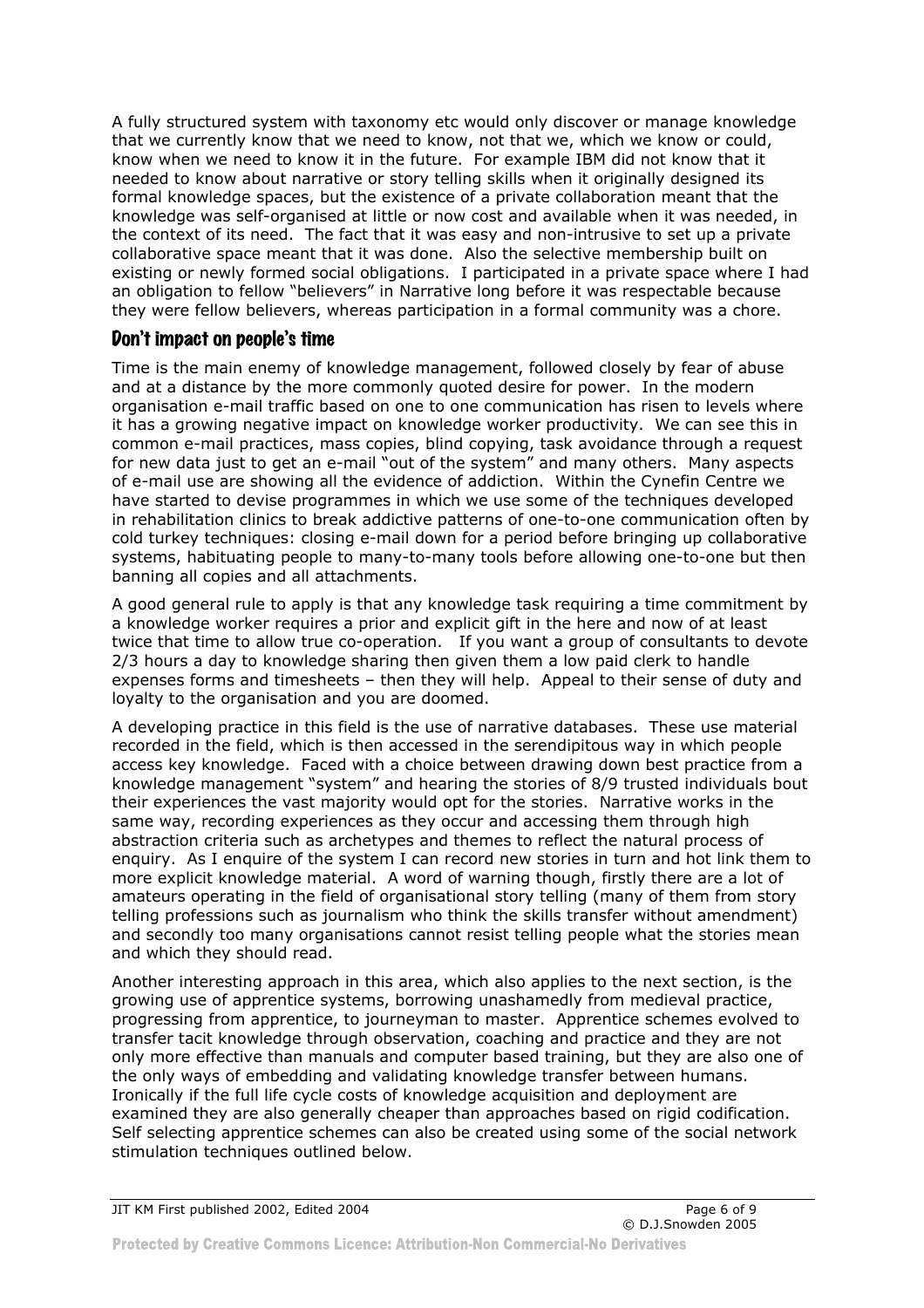A fully structured system with taxonomy etc would only discover or manage knowledge that we currently know that we need to know, not that we, which we know or could, know when we need to know it in the future. For example IBM did not know that it needed to know about narrative or story telling skills when it originally designed its formal knowledge spaces, but the existence of a private collaboration meant that the knowledge was self-organised at little or now cost and available when it was needed, in the context of its need. The fact that it was easy and non-intrusive to set up a private collaborative space meant that it was done. Also the selective membership built on existing or newly formed social obligations. I participated in a private space where I had an obligation to fellow "believers" in Narrative long before it was respectable because they were fellow believers, whereas participation in a formal community was a chore.

## Don't impact on people's time

Time is the main enemy of knowledge management, followed closely by fear of abuse and at a distance by the more commonly quoted desire for power. In the modern organisation e-mail traffic based on one to one communication has risen to levels where it has a growing negative impact on knowledge worker productivity. We can see this in common e-mail practices, mass copies, blind copying, task avoidance through a request for new data just to get an e-mail "out of the system" and many others. Many aspects of e-mail use are showing all the evidence of addiction. Within the Cynefin Centre we have started to devise programmes in which we use some of the techniques developed in rehabilitation clinics to break addictive patterns of one-to-one communication often by cold turkey techniques: closing e-mail down for a period before bringing up collaborative systems, habituating people to many-to-many tools before allowing one-to-one but then banning all copies and all attachments.

A good general rule to apply is that any knowledge task requiring a time commitment by a knowledge worker requires a prior and explicit gift in the here and now of at least twice that time to allow true co-operation. If you want a group of consultants to devote 2/3 hours a day to knowledge sharing then given them a low paid clerk to handle expenses forms and timesheets – then they will help. Appeal to their sense of duty and loyalty to the organisation and you are doomed.

A developing practice in this field is the use of narrative databases. These use material recorded in the field, which is then accessed in the serendipitous way in which people access key knowledge. Faced with a choice between drawing down best practice from a knowledge management "system" and hearing the stories of 8/9 trusted individuals bout their experiences the vast majority would opt for the stories. Narrative works in the same way, recording experiences as they occur and accessing them through high abstraction criteria such as archetypes and themes to reflect the natural process of enquiry. As I enquire of the system I can record new stories in turn and hot link them to more explicit knowledge material. A word of warning though, firstly there are a lot of amateurs operating in the field of organisational story telling (many of them from story telling professions such as journalism who think the skills transfer without amendment) and secondly too many organisations cannot resist telling people what the stories mean and which they should read.

Another interesting approach in this area, which also applies to the next section, is the growing use of apprentice systems, borrowing unashamedly from medieval practice, progressing from apprentice, to journeyman to master. Apprentice schemes evolved to transfer tacit knowledge through observation, coaching and practice and they are not only more effective than manuals and computer based training, but they are also one of the only ways of embedding and validating knowledge transfer between humans. Ironically if the full life cycle costs of knowledge acquisition and deployment are examined they are also generally cheaper than approaches based on rigid codification. Self selecting apprentice schemes can also be created using some of the social network stimulation techniques outlined below.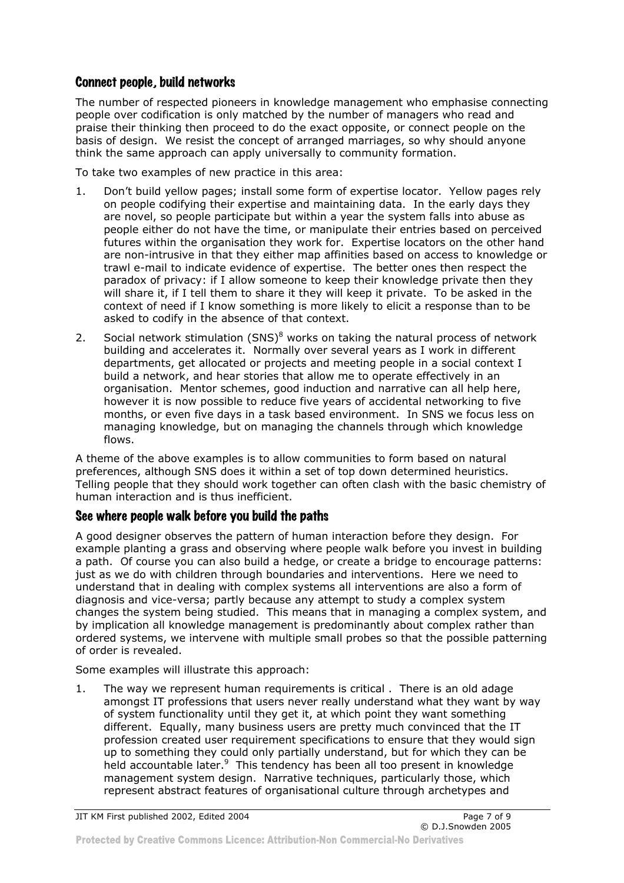## Connect people, build networks

The number of respected pioneers in knowledge management who emphasise connecting people over codification is only matched by the number of managers who read and praise their thinking then proceed to do the exact opposite, or connect people on the basis of design. We resist the concept of arranged marriages, so why should anyone think the same approach can apply universally to community formation.

To take two examples of new practice in this area:

1. Don't build yellow pages; install some form of expertise locator. Yellow pages rely on people codifying their expertise and maintaining data. In the early days they are novel, so people participate but within a year the system falls into abuse as people either do not have the time, or manipulate their entries based on perceived futures within the organisation they work for. Expertise locators on the other hand are non-intrusive in that they either map affinities based on access to knowledge or trawl e-mail to indicate evidence of expertise. The better ones then respect the paradox of privacy: if I allow someone to keep their knowledge private then they will share it, if I tell them to share it they will keep it private. To be asked in the context of need if I know something is more likely to elicit a response than to be asked to codify in the absence of that context.
2. Social network stimulation (SNS)[8] works on taking the natural process of network building and accelerates it. Normally over several years as I work in different departments, get allocated or projects and meeting people in a social context I build a network, and hear stories that allow me to operate effectively in an organisation. Mentor schemes, good induction and narrative can all help here, however it is now possible to reduce five years of accidental networking to five months, or even five days in a task based environment. In SNS we focus less on managing knowledge, but on managing the channels through which knowledge flows.

A theme of the above examples is to allow communities to form based on natural preferences, although SNS does it within a set of top down determined heuristics. Telling people that they should work together can often clash with the basic chemistry of human interaction and is thus inefficient.

## See where people walk before you build the paths

A good designer observes the pattern of human interaction before they design. For example planting a grass and observing where people walk before you invest in building a path. Of course you can also build a hedge, or create a bridge to encourage patterns: just as we do with children through boundaries and interventions. Here we need to understand that in dealing with complex systems all interventions are also a form of diagnosis and vice-versa; partly because any attempt to study a complex system changes the system being studied. This means that in managing a complex system, and by implication all knowledge management is predominantly about complex rather than ordered systems, we intervene with multiple small probes so that the possible patterning of order is revealed.

Some examples will illustrate this approach:

1. The way we represent human requirements is critical . There is an old adage amongst IT professions that users never really understand what they want by way of system functionality until they get it, at which point they want something different. Equally, many business users are pretty much convinced that the IT profession created user requirement specifications to ensure that they would sign up to something they could only partially understand, but for which they can be held accountable later.[9] This tendency has been all too present in knowledge management system design. Narrative techniques, particularly those, which represent abstract features of organisational culture through archetypes and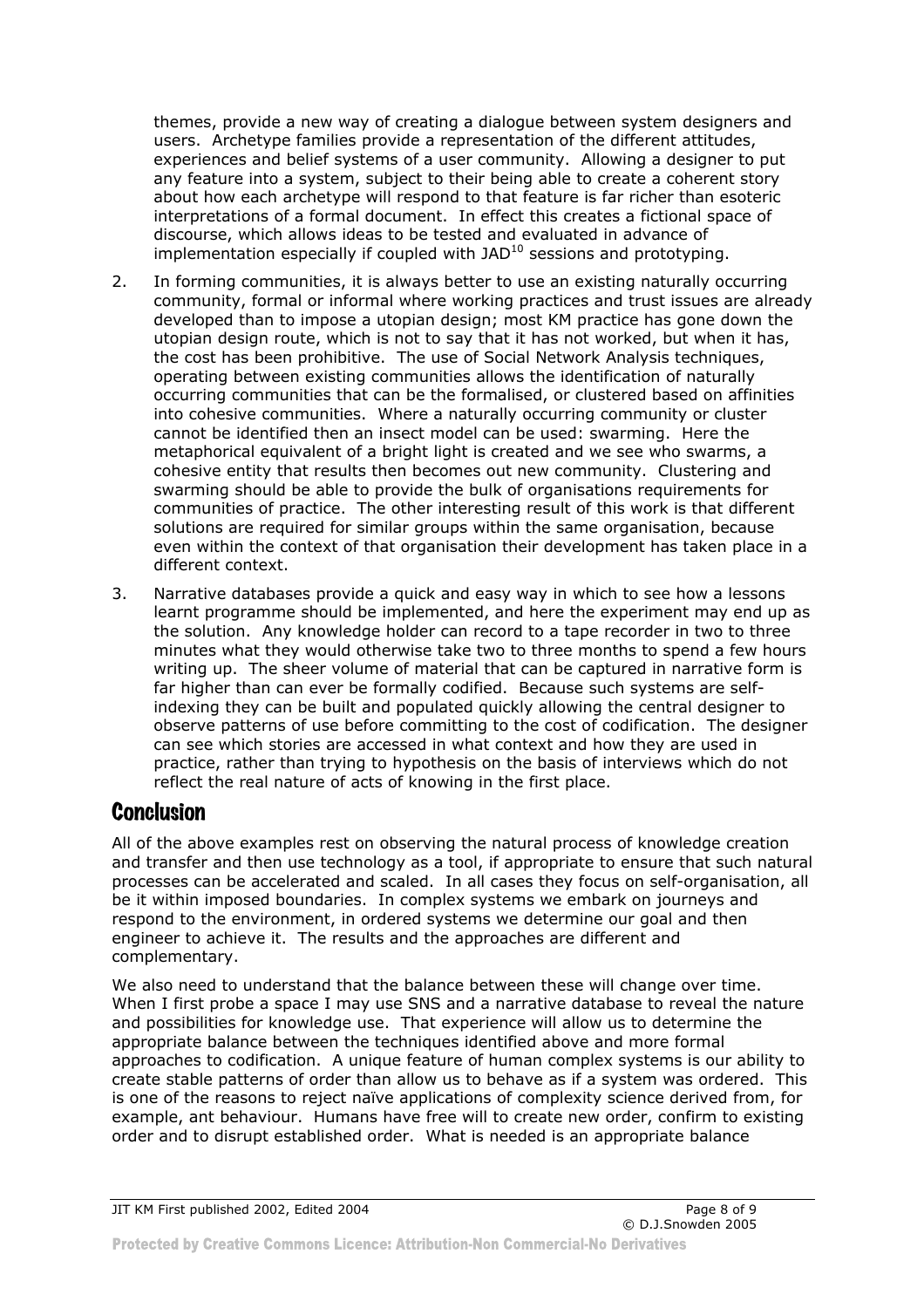themes, provide a new way of creating a dialogue between system designers and users. Archetype families provide a representation of the different attitudes, experiences and belief systems of a user community. Allowing a designer to put any feature into a system, subject to their being able to create a coherent story about how each archetype will respond to that feature is far richer than esoteric interpretations of a formal document. In effect this creates a fictional space of discourse, which allows ideas to be tested and evaluated in advance of implementation especially if coupled with JAD[10] sessions and prototyping.

2. In forming communities, it is always better to use an existing naturally occurring community, formal or informal where working practices and trust issues are already developed than to impose a utopian design; most KM practice has gone down the utopian design route, which is not to say that it has not worked, but when it has, the cost has been prohibitive. The use of Social Network Analysis techniques, operating between existing communities allows the identification of naturally occurring communities that can be the formalised, or clustered based on affinities into cohesive communities. Where a naturally occurring community or cluster cannot be identified then an insect model can be used: swarming. Here the metaphorical equivalent of a bright light is created and we see who swarms, a cohesive entity that results then becomes out new community. Clustering and swarming should be able to provide the bulk of organisations requirements for communities of practice. The other interesting result of this work is that different solutions are required for similar groups within the same organisation, because even within the context of that organisation their development has taken place in a different context.

3. Narrative databases provide a quick and easy way in which to see how a lessons learnt programme should be implemented, and here the experiment may end up as the solution. Any knowledge holder can record to a tape recorder in two to three minutes what they would otherwise take two to three months to spend a few hours writing up. The sheer volume of material that can be captured in narrative form is far higher than can ever be formally codified. Because such systems are self-indexing they can be built and populated quickly allowing the central designer to observe patterns of use before committing to the cost of codification. The designer can see which stories are accessed in what context and how they are used in practice, rather than trying to hypothesis on the basis of interviews which do not reflect the real nature of acts of knowing in the first place.

## Conclusion

All of the above examples rest on observing the natural process of knowledge creation and transfer and then use technology as a tool, if appropriate to ensure that such natural processes can be accelerated and scaled. In all cases they focus on self-organisation, all be it within imposed boundaries. In complex systems we embark on journeys and respond to the environment, in ordered systems we determine our goal and then engineer to achieve it. The results and the approaches are different and complementary.

We also need to understand that the balance between these will change over time. When I first probe a space I may use SNS and a narrative database to reveal the nature and possibilities for knowledge use. That experience will allow us to determine the appropriate balance between the techniques identified above and more formal approaches to codification. A unique feature of human complex systems is our ability to create stable patterns of order than allow us to behave as if a system was ordered. This is one of the reasons to reject naïve applications of complexity science derived from, for example, ant behaviour. Humans have free will to create new order, confirm to existing order and to disrupt established order. What is needed is an appropriate balance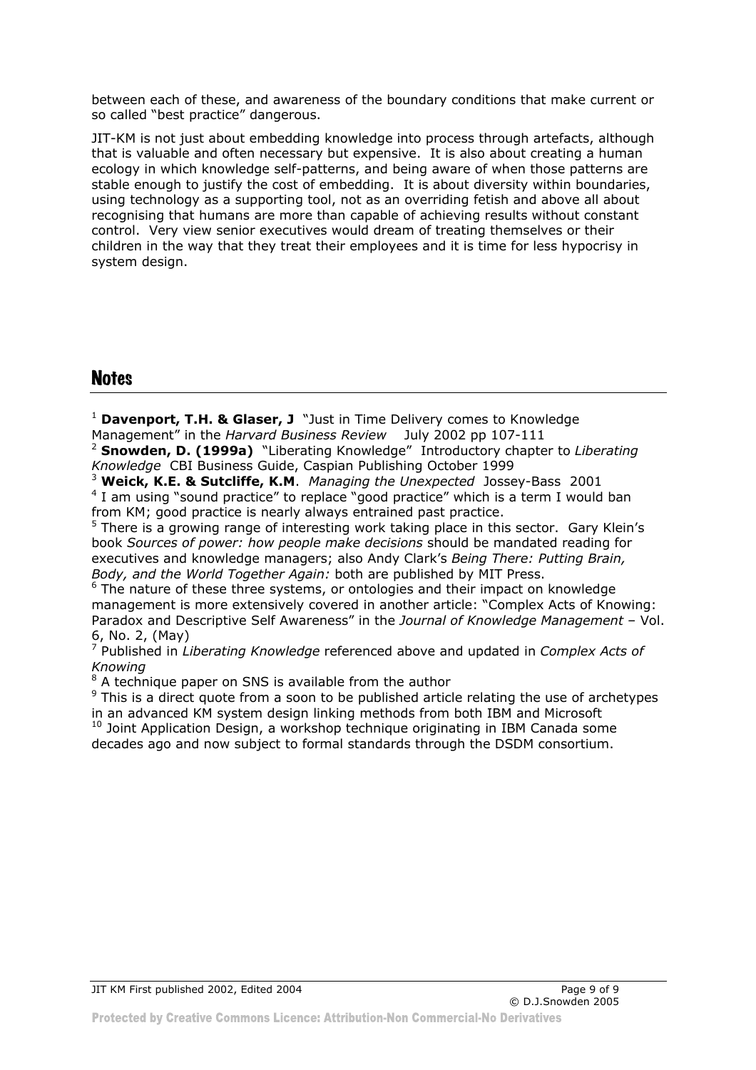between each of these, and awareness of the boundary conditions that make current or so called "best practice" dangerous.

JIT-KM is not just about embedding knowledge into process through artefacts, although that is valuable and often necessary but expensive. It is also about creating a human ecology in which knowledge self-patterns, and being aware of when those patterns are stable enough to justify the cost of embedding. It is about diversity within boundaries, using technology as a supporting tool, not as an overriding fetish and above all about recognising that humans are more than capable of achieving results without constant control. Very view senior executives would dream of treating themselves or their children in the way that they treat their employees and it is time for less hypocrisy in system design.

## Notes

[1] **Davenport, T.H. & Glaser, J** "Just in Time Delivery comes to Knowledge Management" in the *Harvard Business Review* July 2002 pp 107-111

[2] **Snowden, D. (1999a)** "Liberating Knowledge" Introductory chapter to *Liberating Knowledge* CBI Business Guide, Caspian Publishing October 1999

[3] **Weick, K.E. & Sutcliffe, K.M**. *Managing the Unexpected* Jossey-Bass 2001

[4] I am using "sound practice" to replace "good practice" which is a term I would ban from KM; good practice is nearly always entrained past practice.

[5] There is a growing range of interesting work taking place in this sector. Gary Klein's book *Sources of power: how people make decisions* should be mandated reading for executives and knowledge managers; also Andy Clark's *Being There: Putting Brain, Body, and the World Together Again:* both are published by MIT Press.

[6] The nature of these three systems, or ontologies and their impact on knowledge management is more extensively covered in another article: "Complex Acts of Knowing: Paradox and Descriptive Self Awareness" in the *Journal of Knowledge Management* – Vol. 6, No. 2, (May)

[7] Published in *Liberating Knowledge* referenced above and updated in *Complex Acts of Knowing*

[8] A technique paper on SNS is available from the author

[9] This is a direct quote from a soon to be published article relating the use of archetypes in an advanced KM system design linking methods from both IBM and Microsoft

[10] Joint Application Design, a workshop technique originating in IBM Canada some decades ago and now subject to formal standards through the DSDM consortium.